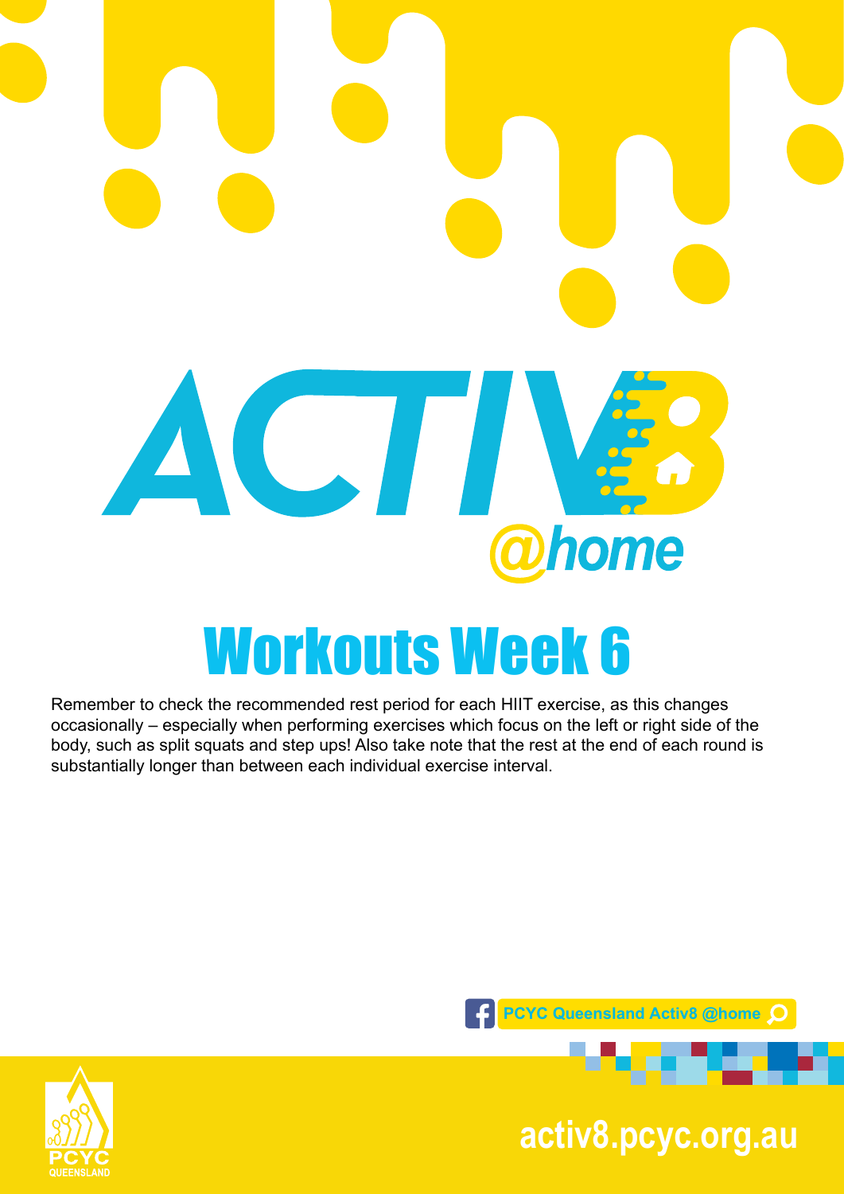# ACTIV8 @home

## Workouts Week 6

Remember to check the recommended rest period for each HIIT exercise, as this changes occasionally – especially when performing exercises which focus on the left or right side of the body, such as split squats and step ups! Also take note that the rest at the end of each round is substantially longer than between each individual exercise interval.

PCYC Queensland Activ8 @home

PCYC QUEENSLAND

activ8.pcyc.org.au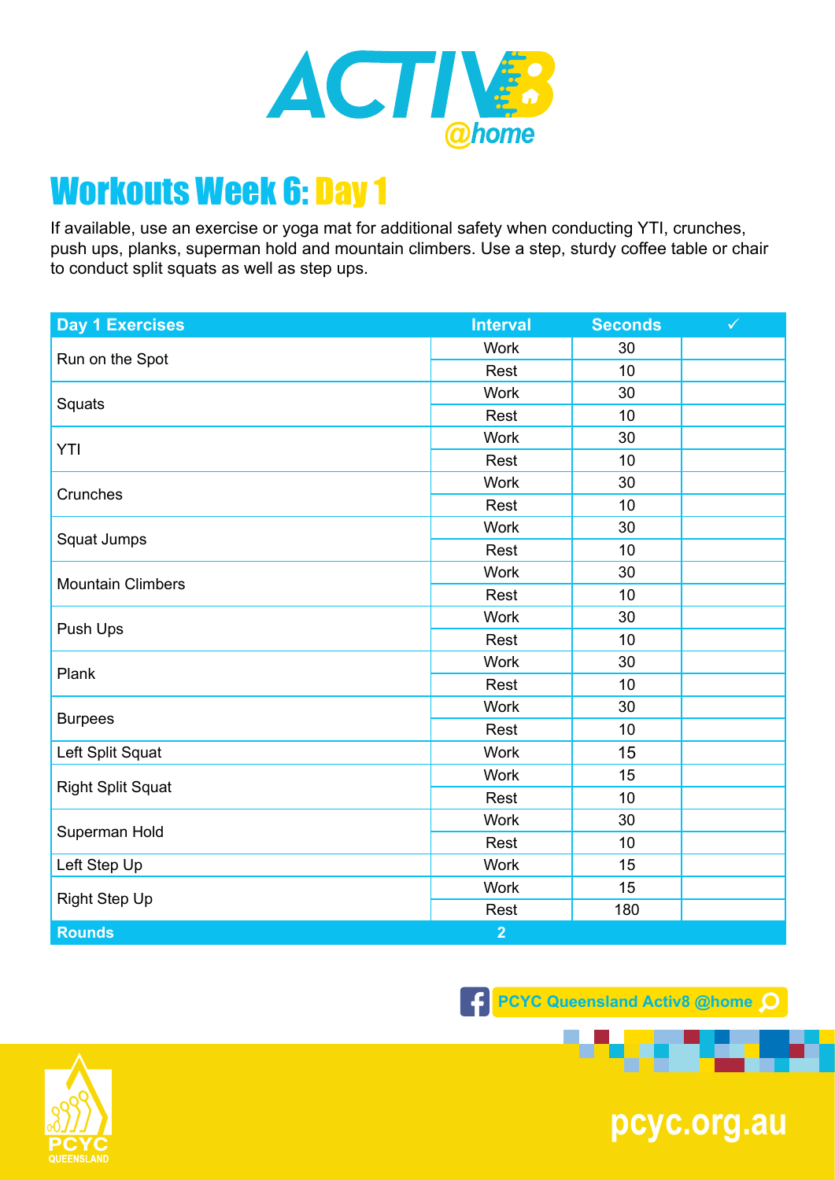# ACTIV8 @home

## Workouts Week 6: Day 1

If available, use an exercise or yoga mat for additional safety when conducting YTI, crunches, push ups, planks, superman hold and mountain climbers. Use a step, sturdy coffee table or chair to conduct split squats as well as step ups.

| Day 1 Exercises | Interval | Seconds | ✓ |
|---|---|---|---|
| Run on the Spot | Work | 30 | |
| | Rest | 10 | |
| Squats | Work | 30 | |
| | Rest | 10 | |
| YTI | Work | 30 | |
| | Rest | 10 | |
| Crunches | Work | 30 | |
| | Rest | 10 | |
| Squat Jumps | Work | 30 | |
| | Rest | 10 | |
| Mountain Climbers | Work | 30 | |
| | Rest | 10 | |
| Push Ups | Work | 30 | |
| | Rest | 10 | |
| Plank | Work | 30 | |
| | Rest | 10 | |
| Burpees | Work | 30 | |
| | Rest | 10 | |
| Left Split Squat | Work | 15 | |
| Right Split Squat | Work | 15 | |
| | Rest | 10 | |
| Superman Hold | Work | 30 | |
| | Rest | 10 | |
| Left Step Up | Work | 15 | |
| Right Step Up | Work | 15 | |
| | Rest | 180 | |
| **Rounds** | **2** | | |

PCYC Queensland Activ8 @home

PCYC QUEENSLAND

pcyc.org.au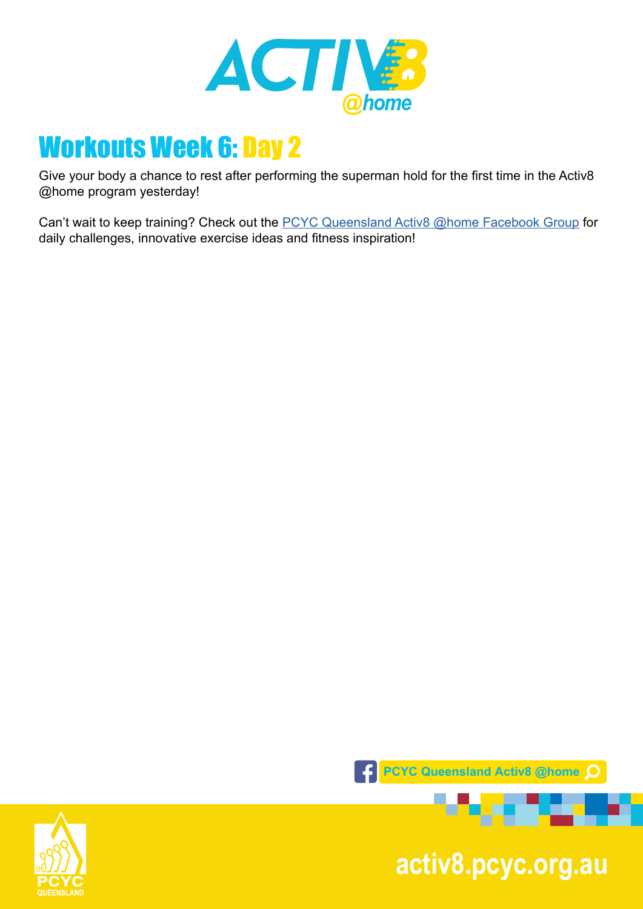# Workouts Week 6: Day 2

Give your body a chance to rest after performing the superman hold for the first time in the Activ8 @home program yesterday!

Can't wait to keep training? Check out the PCYC Queensland Activ8 @home Facebook Group for daily challenges, innovative exercise ideas and fitness inspiration!

PCYC Queensland Activ8 @home

activ8.pcyc.org.au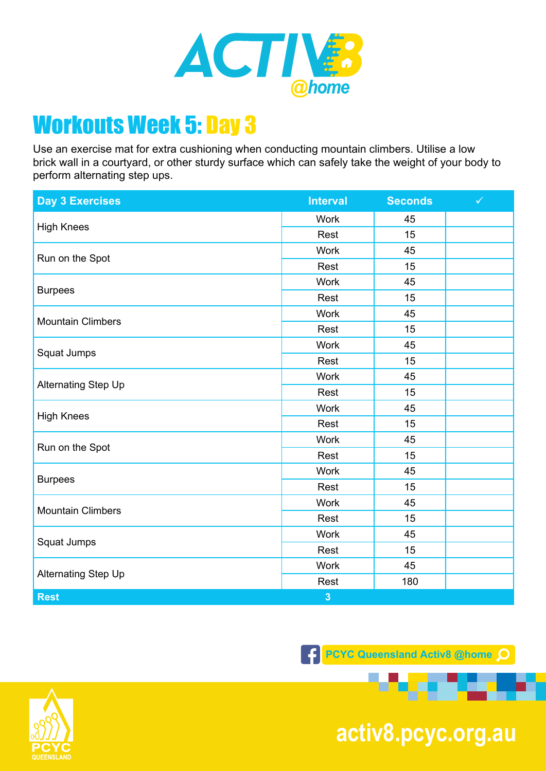# ACTIV8 @home

## Workouts Week 5: Day 3

Use an exercise mat for extra cushioning when conducting mountain climbers. Utilise a low brick wall in a courtyard, or other sturdy surface which can safely take the weight of your body to perform alternating step ups.

| Day 3 Exercises | Interval | Seconds | ✓ |
|---|---|---|---|
| High Knees | Work | 45 | |
| | Rest | 15 | |
| Run on the Spot | Work | 45 | |
| | Rest | 15 | |
| Burpees | Work | 45 | |
| | Rest | 15 | |
| Mountain Climbers | Work | 45 | |
| | Rest | 15 | |
| Squat Jumps | Work | 45 | |
| | Rest | 15 | |
| Alternating Step Up | Work | 45 | |
| | Rest | 15 | |
| High Knees | Work | 45 | |
| | Rest | 15 | |
| Run on the Spot | Work | 45 | |
| | Rest | 15 | |
| Burpees | Work | 45 | |
| | Rest | 15 | |
| Mountain Climbers | Work | 45 | |
| | Rest | 15 | |
| Squat Jumps | Work | 45 | |
| | Rest | 15 | |
| Alternating Step Up | Work | 45 | |
| | Rest | 180 | |
| **Rest** | **3** | | |

PCYC Queensland Activ8 @home

PCYC QUEENSLAND

activ8.pcyc.org.au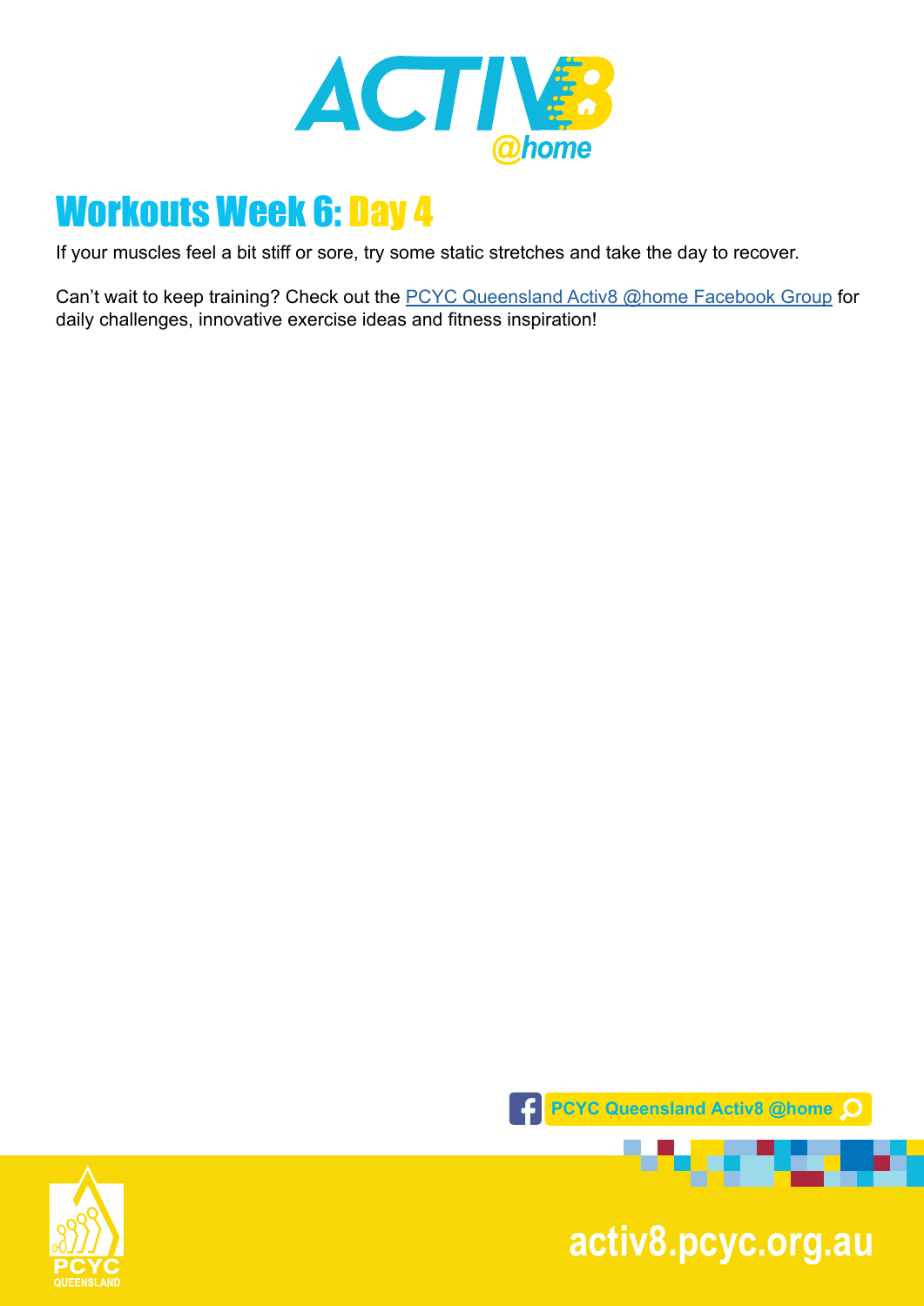# Workouts Week 6: Day 4

If your muscles feel a bit stiff or sore, try some static stretches and take the day to recover.

Can't wait to keep training? Check out the PCYC Queensland Activ8 @home Facebook Group for daily challenges, innovative exercise ideas and fitness inspiration!

PCYC Queensland Activ8 @home

activ8.pcyc.org.au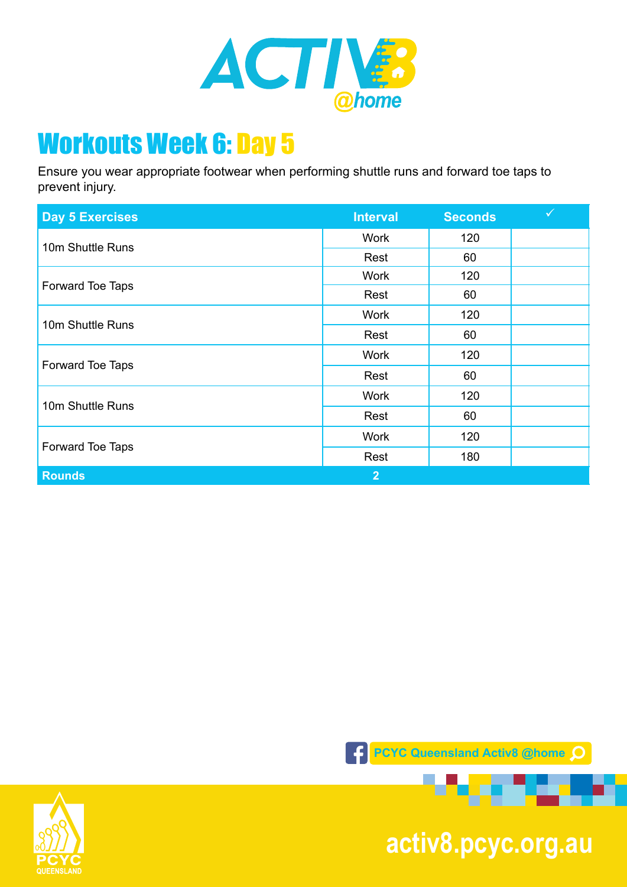# Workouts Week 6: Day 5

Ensure you wear appropriate footwear when performing shuttle runs and forward toe taps to prevent injury.

| Day 5 Exercises | Interval | Seconds | ✓ |
|---|---|---|---|
| 10m Shuttle Runs | Work | 120 | |
| | Rest | 60 | |
| Forward Toe Taps | Work | 120 | |
| | Rest | 60 | |
| 10m Shuttle Runs | Work | 120 | |
| | Rest | 60 | |
| Forward Toe Taps | Work | 120 | |
| | Rest | 60 | |
| 10m Shuttle Runs | Work | 120 | |
| | Rest | 60 | |
| Forward Toe Taps | Work | 120 | |
| | Rest | 180 | |
| **Rounds** | **2** | | |

PCYC Queensland Activ8 @home

activ8.pcyc.org.au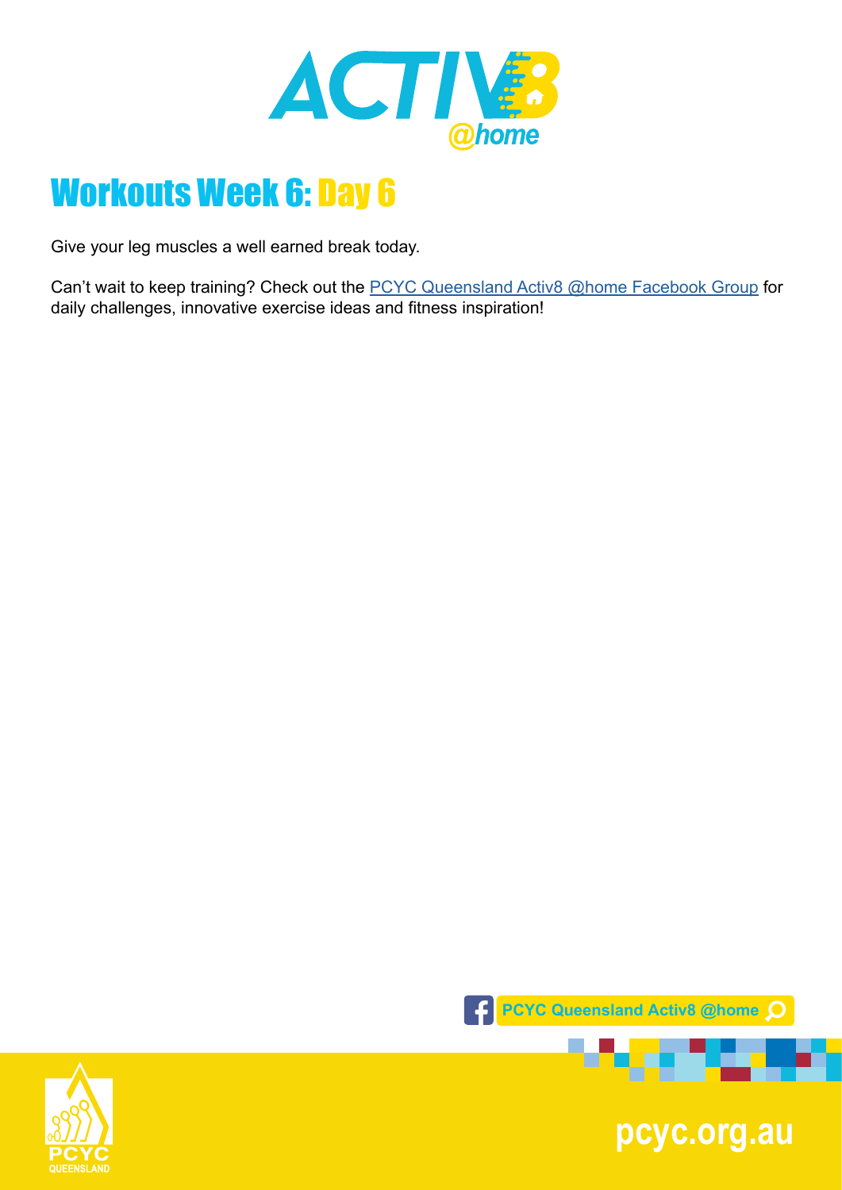# Workouts Week 6: Day 6

Give your leg muscles a well earned break today.

Can't wait to keep training? Check out the [PCYC Queensland Activ8 @home Facebook Group]() for daily challenges, innovative exercise ideas and fitness inspiration!

PCYC Queensland Activ8 @home

pcyc.org.au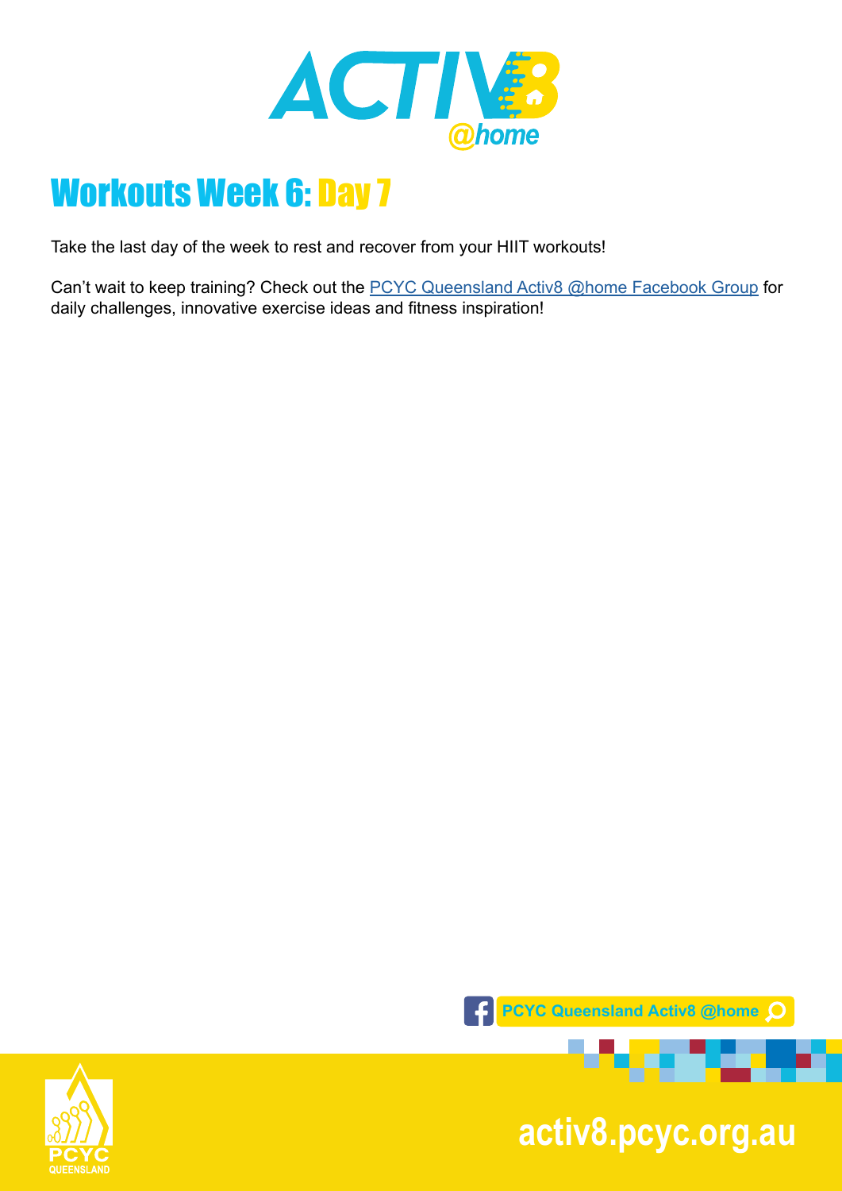# Workouts Week 6: Day 7

Take the last day of the week to rest and recover from your HIIT workouts!

Can't wait to keep training? Check out the [PCYC Queensland Activ8 @home Facebook Group] for daily challenges, innovative exercise ideas and fitness inspiration!

PCYC Queensland Activ8 @home

activ8.pcyc.org.au